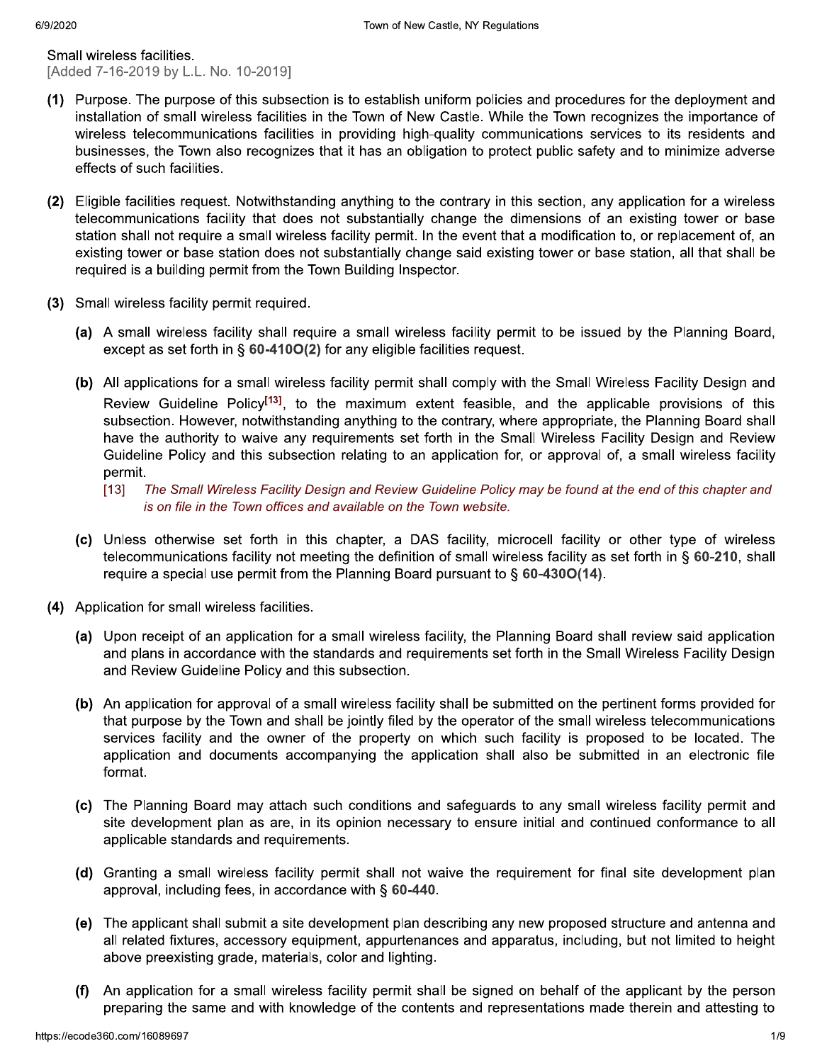Small wireless facilities.

[Added 7-16-2019 by L.L. No. 10-2019]

**(1)** Purpose. The purpose of this subsection is to establish uniform policies and procedures for the deployment and installation of small wireless facilities in the Town of New Castle. While the Town recognizes the importance of wireless telecommunications facilities in providing high-quality communications services to its residents and businesses, the Town also recognizes that it has an obligation to protect public safety and to minimize adverse effects of such facilities.

**(2)** Eligible facilities request. Notwithstanding anything to the contrary in this section, any application for a wireless telecommunications facility that does not substantially change the dimensions of an existing tower or base station shall not require a small wireless facility permit. In the event that a modification to, or replacement of, an existing tower or base station does not substantially change said existing tower or base station, all that shall be required is a building permit from the Town Building Inspector.

**(3)** Small wireless facility permit required.

**(a)** A small wireless facility shall require a small wireless facility permit to be issued by the Planning Board, except as set forth in § **60-410O(2)** for any eligible facilities request.

**(b)** All applications for a small wireless facility permit shall comply with the Small Wireless Facility Design and Review Guideline Policy[13], to the maximum extent feasible, and the applicable provisions of this subsection. However, notwithstanding anything to the contrary, where appropriate, the Planning Board shall have the authority to waive any requirements set forth in the Small Wireless Facility Design and Review Guideline Policy and this subsection relating to an application for, or approval of, a small wireless facility permit.

[13] *The Small Wireless Facility Design and Review Guideline Policy may be found at the end of this chapter and is on file in the Town offices and available on the Town website.*

**(c)** Unless otherwise set forth in this chapter, a DAS facility, microcell facility or other type of wireless telecommunications facility not meeting the definition of small wireless facility as set forth in § **60-210**, shall require a special use permit from the Planning Board pursuant to § **60-430O(14)**.

**(4)** Application for small wireless facilities.

**(a)** Upon receipt of an application for a small wireless facility, the Planning Board shall review said application and plans in accordance with the standards and requirements set forth in the Small Wireless Facility Design and Review Guideline Policy and this subsection.

**(b)** An application for approval of a small wireless facility shall be submitted on the pertinent forms provided for that purpose by the Town and shall be jointly filed by the operator of the small wireless telecommunications services facility and the owner of the property on which such facility is proposed to be located. The application and documents accompanying the application shall also be submitted in an electronic file format.

**(c)** The Planning Board may attach such conditions and safeguards to any small wireless facility permit and site development plan as are, in its opinion necessary to ensure initial and continued conformance to all applicable standards and requirements.

**(d)** Granting a small wireless facility permit shall not waive the requirement for final site development plan approval, including fees, in accordance with § **60-440**.

**(e)** The applicant shall submit a site development plan describing any new proposed structure and antenna and all related fixtures, accessory equipment, appurtenances and apparatus, including, but not limited to height above preexisting grade, materials, color and lighting.

**(f)** An application for a small wireless facility permit shall be signed on behalf of the applicant by the person preparing the same and with knowledge of the contents and representations made therein and attesting to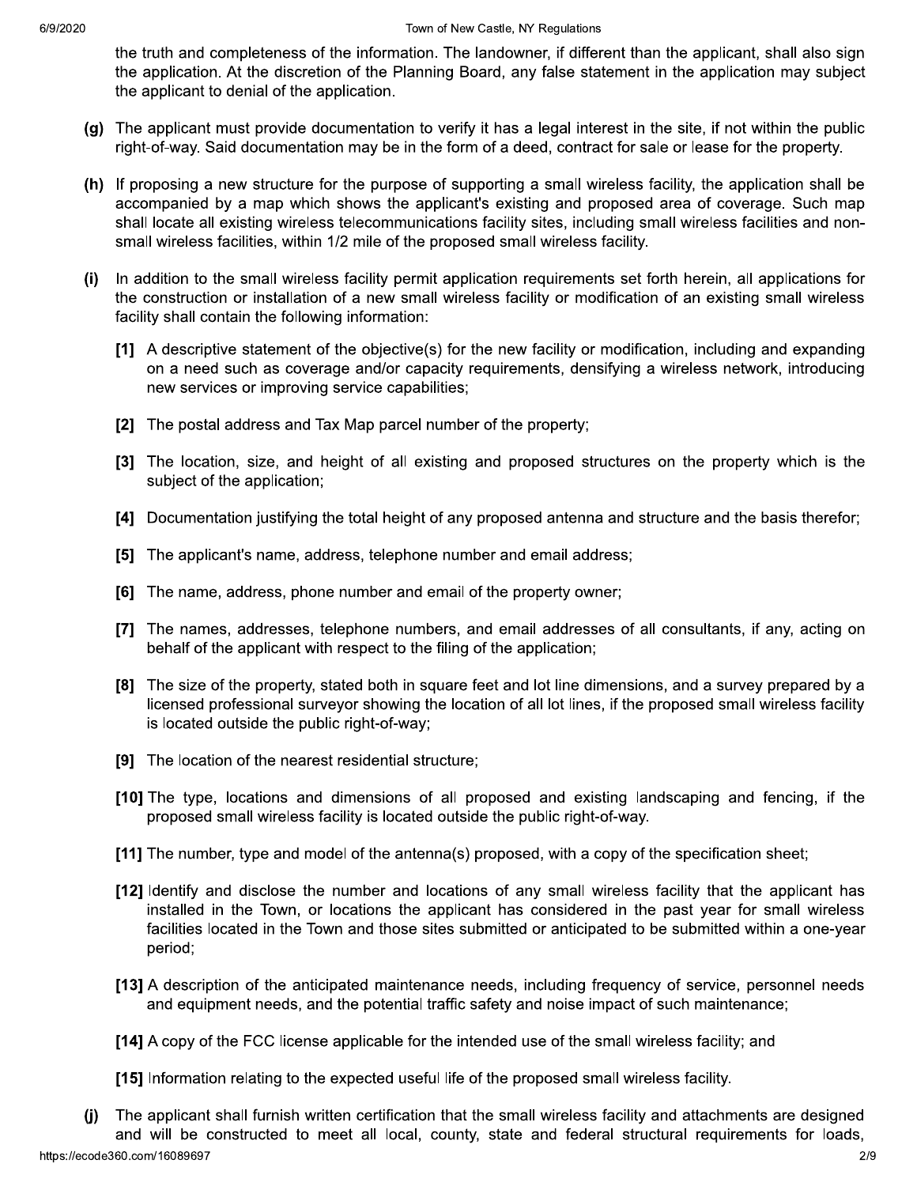the truth and completeness of the information. The landowner, if different than the applicant, shall also sign the application. At the discretion of the Planning Board, any false statement in the application may subject the applicant to denial of the application.

**(g)** The applicant must provide documentation to verify it has a legal interest in the site, if not within the public right-of-way. Said documentation may be in the form of a deed, contract for sale or lease for the property.

**(h)** If proposing a new structure for the purpose of supporting a small wireless facility, the application shall be accompanied by a map which shows the applicant's existing and proposed area of coverage. Such map shall locate all existing wireless telecommunications facility sites, including small wireless facilities and non-small wireless facilities, within 1/2 mile of the proposed small wireless facility.

**(i)** In addition to the small wireless facility permit application requirements set forth herein, all applications for the construction or installation of a new small wireless facility or modification of an existing small wireless facility shall contain the following information:

- **[1]** A descriptive statement of the objective(s) for the new facility or modification, including and expanding on a need such as coverage and/or capacity requirements, densifying a wireless network, introducing new services or improving service capabilities;
- **[2]** The postal address and Tax Map parcel number of the property;
- **[3]** The location, size, and height of all existing and proposed structures on the property which is the subject of the application;
- **[4]** Documentation justifying the total height of any proposed antenna and structure and the basis therefor;
- **[5]** The applicant's name, address, telephone number and email address;
- **[6]** The name, address, phone number and email of the property owner;
- **[7]** The names, addresses, telephone numbers, and email addresses of all consultants, if any, acting on behalf of the applicant with respect to the filing of the application;
- **[8]** The size of the property, stated both in square feet and lot line dimensions, and a survey prepared by a licensed professional surveyor showing the location of all lot lines, if the proposed small wireless facility is located outside the public right-of-way;
- **[9]** The location of the nearest residential structure;
- **[10]** The type, locations and dimensions of all proposed and existing landscaping and fencing, if the proposed small wireless facility is located outside the public right-of-way.
- **[11]** The number, type and model of the antenna(s) proposed, with a copy of the specification sheet;
- **[12]** Identify and disclose the number and locations of any small wireless facility that the applicant has installed in the Town, or locations the applicant has considered in the past year for small wireless facilities located in the Town and those sites submitted or anticipated to be submitted within a one-year period;
- **[13]** A description of the anticipated maintenance needs, including frequency of service, personnel needs and equipment needs, and the potential traffic safety and noise impact of such maintenance;
- **[14]** A copy of the FCC license applicable for the intended use of the small wireless facility; and
- **[15]** Information relating to the expected useful life of the proposed small wireless facility.

**(j)** The applicant shall furnish written certification that the small wireless facility and attachments are designed and will be constructed to meet all local, county, state and federal structural requirements for loads,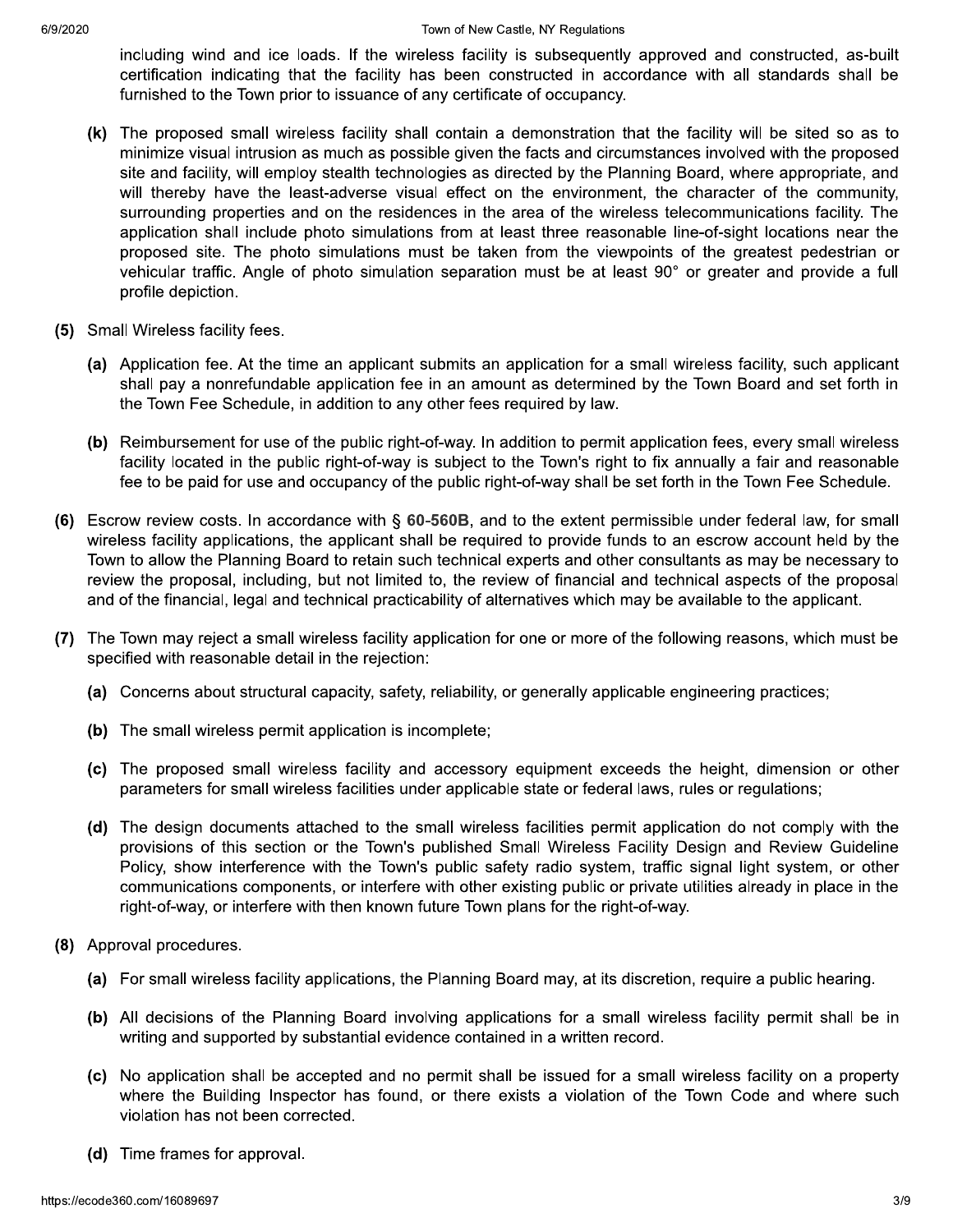including wind and ice loads. If the wireless facility is subsequently approved and constructed, as-built certification indicating that the facility has been constructed in accordance with all standards shall be furnished to the Town prior to issuance of any certificate of occupancy.

**(k)** The proposed small wireless facility shall contain a demonstration that the facility will be sited so as to minimize visual intrusion as much as possible given the facts and circumstances involved with the proposed site and facility, will employ stealth technologies as directed by the Planning Board, where appropriate, and will thereby have the least-adverse visual effect on the environment, the character of the community, surrounding properties and on the residences in the area of the wireless telecommunications facility. The application shall include photo simulations from at least three reasonable line-of-sight locations near the proposed site. The photo simulations must be taken from the viewpoints of the greatest pedestrian or vehicular traffic. Angle of photo simulation separation must be at least 90° or greater and provide a full profile depiction.

**(5)** Small Wireless facility fees.

**(a)** Application fee. At the time an applicant submits an application for a small wireless facility, such applicant shall pay a nonrefundable application fee in an amount as determined by the Town Board and set forth in the Town Fee Schedule, in addition to any other fees required by law.

**(b)** Reimbursement for use of the public right-of-way. In addition to permit application fees, every small wireless facility located in the public right-of-way is subject to the Town's right to fix annually a fair and reasonable fee to be paid for use and occupancy of the public right-of-way shall be set forth in the Town Fee Schedule.

**(6)** Escrow review costs. In accordance with § **60-560B**, and to the extent permissible under federal law, for small wireless facility applications, the applicant shall be required to provide funds to an escrow account held by the Town to allow the Planning Board to retain such technical experts and other consultants as may be necessary to review the proposal, including, but not limited to, the review of financial and technical aspects of the proposal and of the financial, legal and technical practicability of alternatives which may be available to the applicant.

**(7)** The Town may reject a small wireless facility application for one or more of the following reasons, which must be specified with reasonable detail in the rejection:

**(a)** Concerns about structural capacity, safety, reliability, or generally applicable engineering practices;

**(b)** The small wireless permit application is incomplete;

**(c)** The proposed small wireless facility and accessory equipment exceeds the height, dimension or other parameters for small wireless facilities under applicable state or federal laws, rules or regulations;

**(d)** The design documents attached to the small wireless facilities permit application do not comply with the provisions of this section or the Town's published Small Wireless Facility Design and Review Guideline Policy, show interference with the Town's public safety radio system, traffic signal light system, or other communications components, or interfere with other existing public or private utilities already in place in the right-of-way, or interfere with then known future Town plans for the right-of-way.

**(8)** Approval procedures.

**(a)** For small wireless facility applications, the Planning Board may, at its discretion, require a public hearing.

**(b)** All decisions of the Planning Board involving applications for a small wireless facility permit shall be in writing and supported by substantial evidence contained in a written record.

**(c)** No application shall be accepted and no permit shall be issued for a small wireless facility on a property where the Building Inspector has found, or there exists a violation of the Town Code and where such violation has not been corrected.

**(d)** Time frames for approval.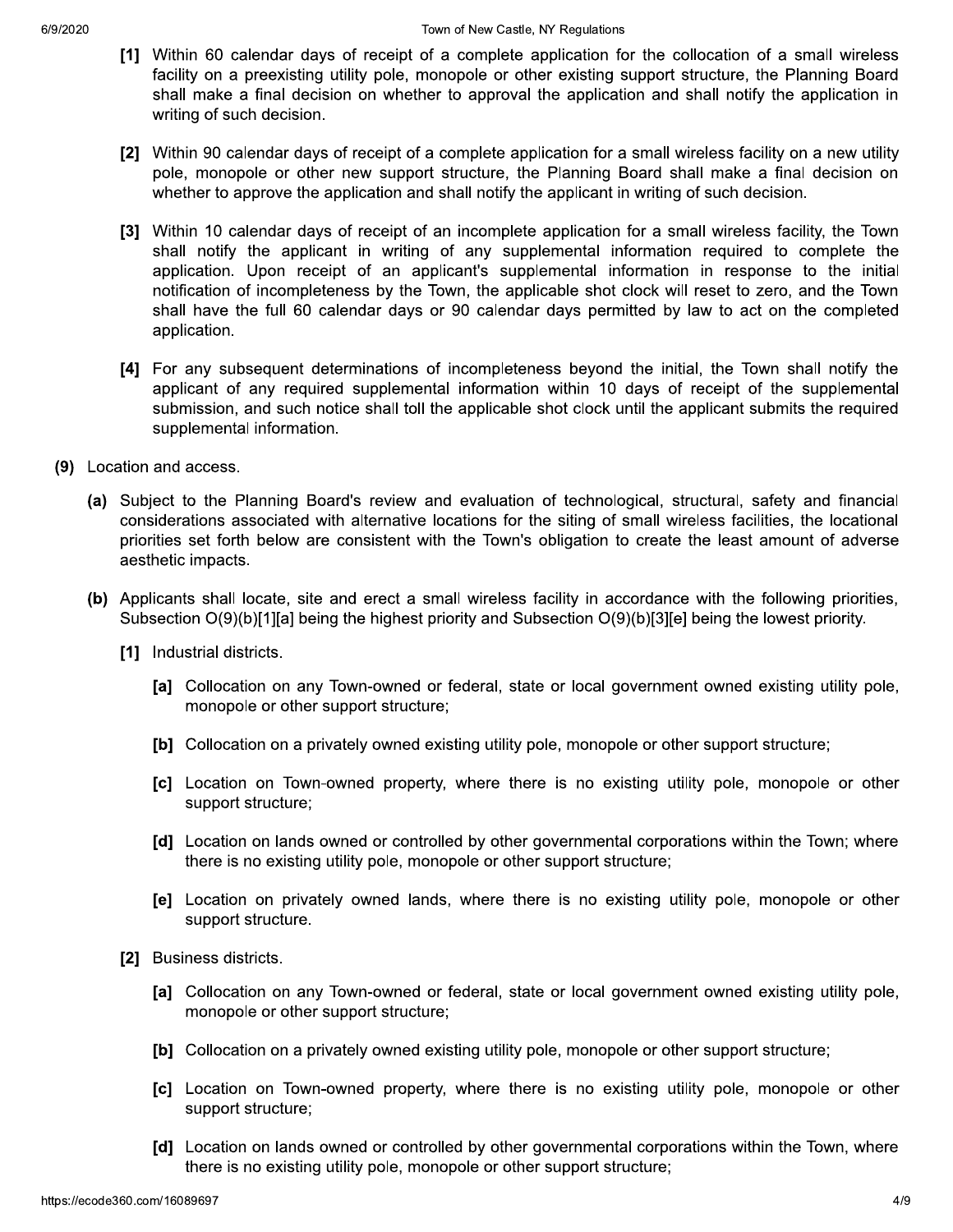[1] Within 60 calendar days of receipt of a complete application for the collocation of a small wireless facility on a preexisting utility pole, monopole or other existing support structure, the Planning Board shall make a final decision on whether to approval the application and shall notify the application in writing of such decision.

[2] Within 90 calendar days of receipt of a complete application for a small wireless facility on a new utility pole, monopole or other new support structure, the Planning Board shall make a final decision on whether to approve the application and shall notify the applicant in writing of such decision.

[3] Within 10 calendar days of receipt of an incomplete application for a small wireless facility, the Town shall notify the applicant in writing of any supplemental information required to complete the application. Upon receipt of an applicant's supplemental information in response to the initial notification of incompleteness by the Town, the applicable shot clock will reset to zero, and the Town shall have the full 60 calendar days or 90 calendar days permitted by law to act on the completed application.

[4] For any subsequent determinations of incompleteness beyond the initial, the Town shall notify the applicant of any required supplemental information within 10 days of receipt of the supplemental submission, and such notice shall toll the applicable shot clock until the applicant submits the required supplemental information.

**(9)** Location and access.

**(a)** Subject to the Planning Board's review and evaluation of technological, structural, safety and financial considerations associated with alternative locations for the siting of small wireless facilities, the locational priorities set forth below are consistent with the Town's obligation to create the least amount of adverse aesthetic impacts.

**(b)** Applicants shall locate, site and erect a small wireless facility in accordance with the following priorities, Subsection O(9)(b)[1][a] being the highest priority and Subsection O(9)(b)[3][e] being the lowest priority.

**[1]** Industrial districts.

**[a]** Collocation on any Town-owned or federal, state or local government owned existing utility pole, monopole or other support structure;

**[b]** Collocation on a privately owned existing utility pole, monopole or other support structure;

**[c]** Location on Town-owned property, where there is no existing utility pole, monopole or other support structure;

**[d]** Location on lands owned or controlled by other governmental corporations within the Town; where there is no existing utility pole, monopole or other support structure;

**[e]** Location on privately owned lands, where there is no existing utility pole, monopole or other support structure.

**[2]** Business districts.

**[a]** Collocation on any Town-owned or federal, state or local government owned existing utility pole, monopole or other support structure;

**[b]** Collocation on a privately owned existing utility pole, monopole or other support structure;

**[c]** Location on Town-owned property, where there is no existing utility pole, monopole or other support structure;

**[d]** Location on lands owned or controlled by other governmental corporations within the Town, where there is no existing utility pole, monopole or other support structure;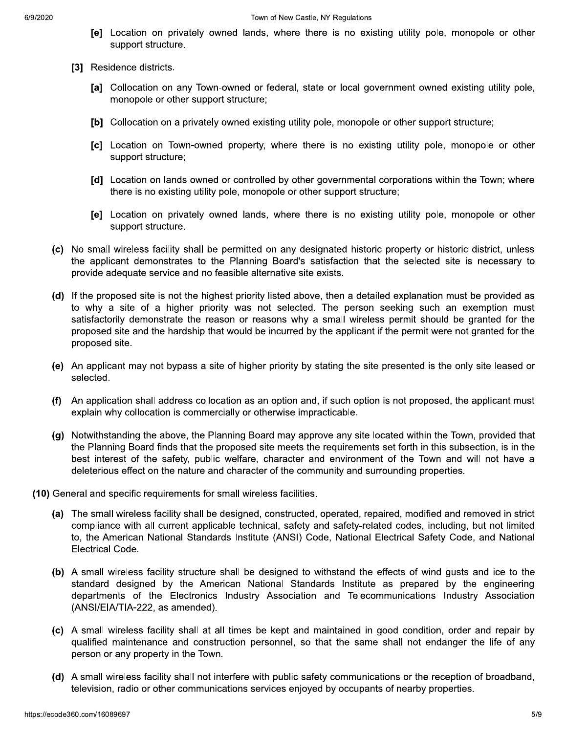[e] Location on privately owned lands, where there is no existing utility pole, monopole or other support structure.

[3] Residence districts.

[a] Collocation on any Town-owned or federal, state or local government owned existing utility pole, monopole or other support structure;

[b] Collocation on a privately owned existing utility pole, monopole or other support structure;

[c] Location on Town-owned property, where there is no existing utility pole, monopole or other support structure;

[d] Location on lands owned or controlled by other governmental corporations within the Town; where there is no existing utility pole, monopole or other support structure;

[e] Location on privately owned lands, where there is no existing utility pole, monopole or other support structure.

**(c)** No small wireless facility shall be permitted on any designated historic property or historic district, unless the applicant demonstrates to the Planning Board's satisfaction that the selected site is necessary to provide adequate service and no feasible alternative site exists.

**(d)** If the proposed site is not the highest priority listed above, then a detailed explanation must be provided as to why a site of a higher priority was not selected. The person seeking such an exemption must satisfactorily demonstrate the reason or reasons why a small wireless permit should be granted for the proposed site and the hardship that would be incurred by the applicant if the permit were not granted for the proposed site.

**(e)** An applicant may not bypass a site of higher priority by stating the site presented is the only site leased or selected.

**(f)** An application shall address collocation as an option and, if such option is not proposed, the applicant must explain why collocation is commercially or otherwise impracticable.

**(g)** Notwithstanding the above, the Planning Board may approve any site located within the Town, provided that the Planning Board finds that the proposed site meets the requirements set forth in this subsection, is in the best interest of the safety, public welfare, character and environment of the Town and will not have a deleterious effect on the nature and character of the community and surrounding properties.

**(10)** General and specific requirements for small wireless facilities.

**(a)** The small wireless facility shall be designed, constructed, operated, repaired, modified and removed in strict compliance with all current applicable technical, safety and safety-related codes, including, but not limited to, the American National Standards Institute (ANSI) Code, National Electrical Safety Code, and National Electrical Code.

**(b)** A small wireless facility structure shall be designed to withstand the effects of wind gusts and ice to the standard designed by the American National Standards Institute as prepared by the engineering departments of the Electronics Industry Association and Telecommunications Industry Association (ANSI/EIA/TIA-222, as amended).

**(c)** A small wireless facility shall at all times be kept and maintained in good condition, order and repair by qualified maintenance and construction personnel, so that the same shall not endanger the life of any person or any property in the Town.

**(d)** A small wireless facility shall not interfere with public safety communications or the reception of broadband, television, radio or other communications services enjoyed by occupants of nearby properties.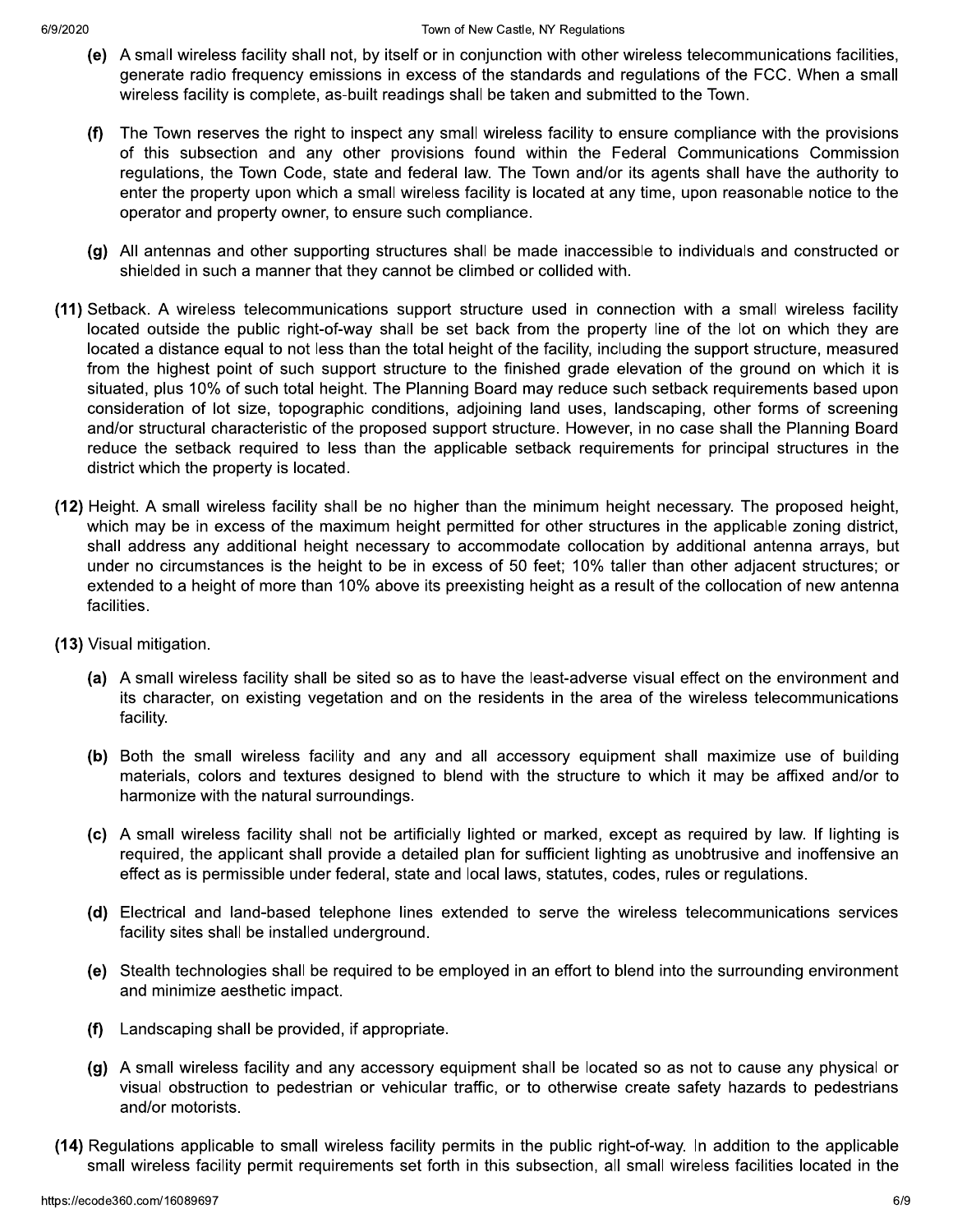**(e)** A small wireless facility shall not, by itself or in conjunction with other wireless telecommunications facilities, generate radio frequency emissions in excess of the standards and regulations of the FCC. When a small wireless facility is complete, as-built readings shall be taken and submitted to the Town.

**(f)** The Town reserves the right to inspect any small wireless facility to ensure compliance with the provisions of this subsection and any other provisions found within the Federal Communications Commission regulations, the Town Code, state and federal law. The Town and/or its agents shall have the authority to enter the property upon which a small wireless facility is located at any time, upon reasonable notice to the operator and property owner, to ensure such compliance.

**(g)** All antennas and other supporting structures shall be made inaccessible to individuals and constructed or shielded in such a manner that they cannot be climbed or collided with.

**(11)** Setback. A wireless telecommunications support structure used in connection with a small wireless facility located outside the public right-of-way shall be set back from the property line of the lot on which they are located a distance equal to not less than the total height of the facility, including the support structure, measured from the highest point of such support structure to the finished grade elevation of the ground on which it is situated, plus 10% of such total height. The Planning Board may reduce such setback requirements based upon consideration of lot size, topographic conditions, adjoining land uses, landscaping, other forms of screening and/or structural characteristic of the proposed support structure. However, in no case shall the Planning Board reduce the setback required to less than the applicable setback requirements for principal structures in the district which the property is located.

**(12)** Height. A small wireless facility shall be no higher than the minimum height necessary. The proposed height, which may be in excess of the maximum height permitted for other structures in the applicable zoning district, shall address any additional height necessary to accommodate collocation by additional antenna arrays, but under no circumstances is the height to be in excess of 50 feet; 10% taller than other adjacent structures; or extended to a height of more than 10% above its preexisting height as a result of the collocation of new antenna facilities.

**(13)** Visual mitigation.

**(a)** A small wireless facility shall be sited so as to have the least-adverse visual effect on the environment and its character, on existing vegetation and on the residents in the area of the wireless telecommunications facility.

**(b)** Both the small wireless facility and any and all accessory equipment shall maximize use of building materials, colors and textures designed to blend with the structure to which it may be affixed and/or to harmonize with the natural surroundings.

**(c)** A small wireless facility shall not be artificially lighted or marked, except as required by law. If lighting is required, the applicant shall provide a detailed plan for sufficient lighting as unobtrusive and inoffensive an effect as is permissible under federal, state and local laws, statutes, codes, rules or regulations.

**(d)** Electrical and land-based telephone lines extended to serve the wireless telecommunications services facility sites shall be installed underground.

**(e)** Stealth technologies shall be required to be employed in an effort to blend into the surrounding environment and minimize aesthetic impact.

**(f)** Landscaping shall be provided, if appropriate.

**(g)** A small wireless facility and any accessory equipment shall be located so as not to cause any physical or visual obstruction to pedestrian or vehicular traffic, or to otherwise create safety hazards to pedestrians and/or motorists.

**(14)** Regulations applicable to small wireless facility permits in the public right-of-way. In addition to the applicable small wireless facility permit requirements set forth in this subsection, all small wireless facilities located in the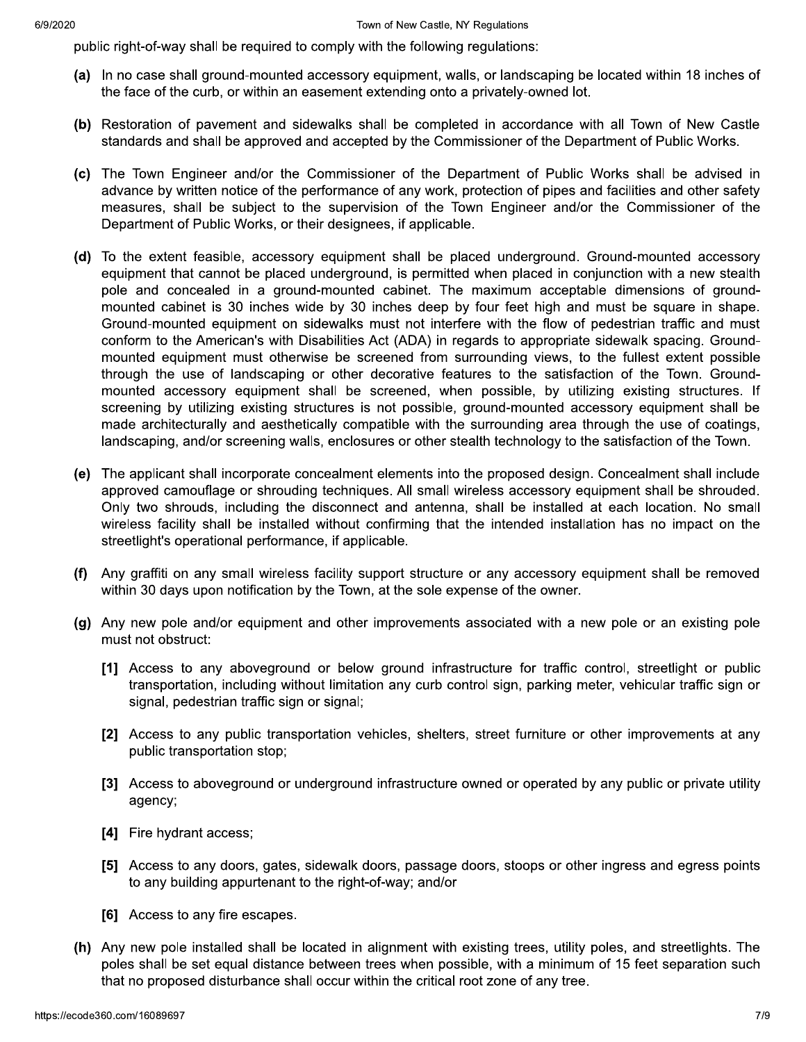public right-of-way shall be required to comply with the following regulations:

**(a)** In no case shall ground-mounted accessory equipment, walls, or landscaping be located within 18 inches of the face of the curb, or within an easement extending onto a privately-owned lot.

**(b)** Restoration of pavement and sidewalks shall be completed in accordance with all Town of New Castle standards and shall be approved and accepted by the Commissioner of the Department of Public Works.

**(c)** The Town Engineer and/or the Commissioner of the Department of Public Works shall be advised in advance by written notice of the performance of any work, protection of pipes and facilities and other safety measures, shall be subject to the supervision of the Town Engineer and/or the Commissioner of the Department of Public Works, or their designees, if applicable.

**(d)** To the extent feasible, accessory equipment shall be placed underground. Ground-mounted accessory equipment that cannot be placed underground, is permitted when placed in conjunction with a new stealth pole and concealed in a ground-mounted cabinet. The maximum acceptable dimensions of ground-mounted cabinet is 30 inches wide by 30 inches deep by four feet high and must be square in shape. Ground-mounted equipment on sidewalks must not interfere with the flow of pedestrian traffic and must conform to the American's with Disabilities Act (ADA) in regards to appropriate sidewalk spacing. Ground-mounted equipment must otherwise be screened from surrounding views, to the fullest extent possible through the use of landscaping or other decorative features to the satisfaction of the Town. Ground-mounted accessory equipment shall be screened, when possible, by utilizing existing structures. If screening by utilizing existing structures is not possible, ground-mounted accessory equipment shall be made architecturally and aesthetically compatible with the surrounding area through the use of coatings, landscaping, and/or screening walls, enclosures or other stealth technology to the satisfaction of the Town.

**(e)** The applicant shall incorporate concealment elements into the proposed design. Concealment shall include approved camouflage or shrouding techniques. All small wireless accessory equipment shall be shrouded. Only two shrouds, including the disconnect and antenna, shall be installed at each location. No small wireless facility shall be installed without confirming that the intended installation has no impact on the streetlight's operational performance, if applicable.

**(f)** Any graffiti on any small wireless facility support structure or any accessory equipment shall be removed within 30 days upon notification by the Town, at the sole expense of the owner.

**(g)** Any new pole and/or equipment and other improvements associated with a new pole or an existing pole must not obstruct:

**[1]** Access to any aboveground or below ground infrastructure for traffic control, streetlight or public transportation, including without limitation any curb control sign, parking meter, vehicular traffic sign or signal, pedestrian traffic sign or signal;

**[2]** Access to any public transportation vehicles, shelters, street furniture or other improvements at any public transportation stop;

**[3]** Access to aboveground or underground infrastructure owned or operated by any public or private utility agency;

**[4]** Fire hydrant access;

**[5]** Access to any doors, gates, sidewalk doors, passage doors, stoops or other ingress and egress points to any building appurtenant to the right-of-way; and/or

**[6]** Access to any fire escapes.

**(h)** Any new pole installed shall be located in alignment with existing trees, utility poles, and streetlights. The poles shall be set equal distance between trees when possible, with a minimum of 15 feet separation such that no proposed disturbance shall occur within the critical root zone of any tree.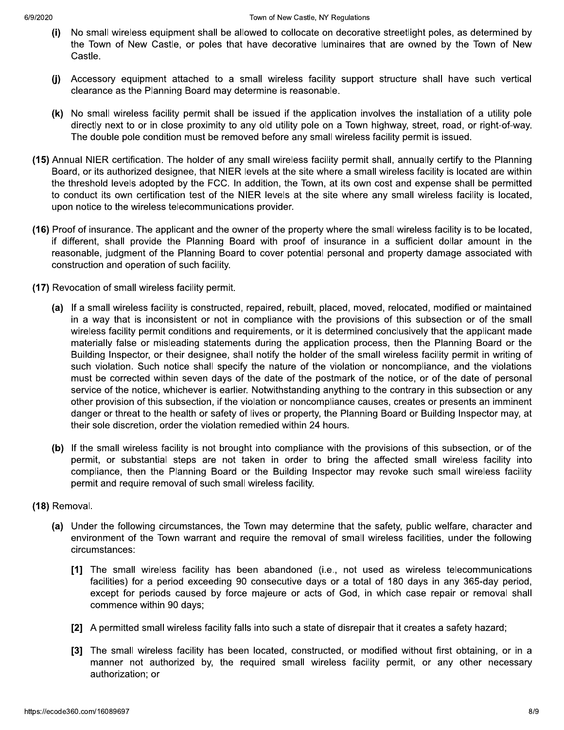**(i)** No small wireless equipment shall be allowed to collocate on decorative streetlight poles, as determined by the Town of New Castle, or poles that have decorative luminaires that are owned by the Town of New Castle.

**(j)** Accessory equipment attached to a small wireless facility support structure shall have such vertical clearance as the Planning Board may determine is reasonable.

**(k)** No small wireless facility permit shall be issued if the application involves the installation of a utility pole directly next to or in close proximity to any old utility pole on a Town highway, street, road, or right-of-way. The double pole condition must be removed before any small wireless facility permit is issued.

**(15)** Annual NIER certification. The holder of any small wireless facility permit shall, annually certify to the Planning Board, or its authorized designee, that NIER levels at the site where a small wireless facility is located are within the threshold levels adopted by the FCC. In addition, the Town, at its own cost and expense shall be permitted to conduct its own certification test of the NIER levels at the site where any small wireless facility is located, upon notice to the wireless telecommunications provider.

**(16)** Proof of insurance. The applicant and the owner of the property where the small wireless facility is to be located, if different, shall provide the Planning Board with proof of insurance in a sufficient dollar amount in the reasonable, judgment of the Planning Board to cover potential personal and property damage associated with construction and operation of such facility.

**(17)** Revocation of small wireless facility permit.

**(a)** If a small wireless facility is constructed, repaired, rebuilt, placed, moved, relocated, modified or maintained in a way that is inconsistent or not in compliance with the provisions of this subsection or of the small wireless facility permit conditions and requirements, or it is determined conclusively that the applicant made materially false or misleading statements during the application process, then the Planning Board or the Building Inspector, or their designee, shall notify the holder of the small wireless facility permit in writing of such violation. Such notice shall specify the nature of the violation or noncompliance, and the violations must be corrected within seven days of the date of the postmark of the notice, or of the date of personal service of the notice, whichever is earlier. Notwithstanding anything to the contrary in this subsection or any other provision of this subsection, if the violation or noncompliance causes, creates or presents an imminent danger or threat to the health or safety of lives or property, the Planning Board or Building Inspector may, at their sole discretion, order the violation remedied within 24 hours.

**(b)** If the small wireless facility is not brought into compliance with the provisions of this subsection, or of the permit, or substantial steps are not taken in order to bring the affected small wireless facility into compliance, then the Planning Board or the Building Inspector may revoke such small wireless facility permit and require removal of such small wireless facility.

**(18)** Removal.

**(a)** Under the following circumstances, the Town may determine that the safety, public welfare, character and environment of the Town warrant and require the removal of small wireless facilities, under the following circumstances:

**[1]** The small wireless facility has been abandoned (i.e., not used as wireless telecommunications facilities) for a period exceeding 90 consecutive days or a total of 180 days in any 365-day period, except for periods caused by force majeure or acts of God, in which case repair or removal shall commence within 90 days;

**[2]** A permitted small wireless facility falls into such a state of disrepair that it creates a safety hazard;

**[3]** The small wireless facility has been located, constructed, or modified without first obtaining, or in a manner not authorized by, the required small wireless facility permit, or any other necessary authorization; or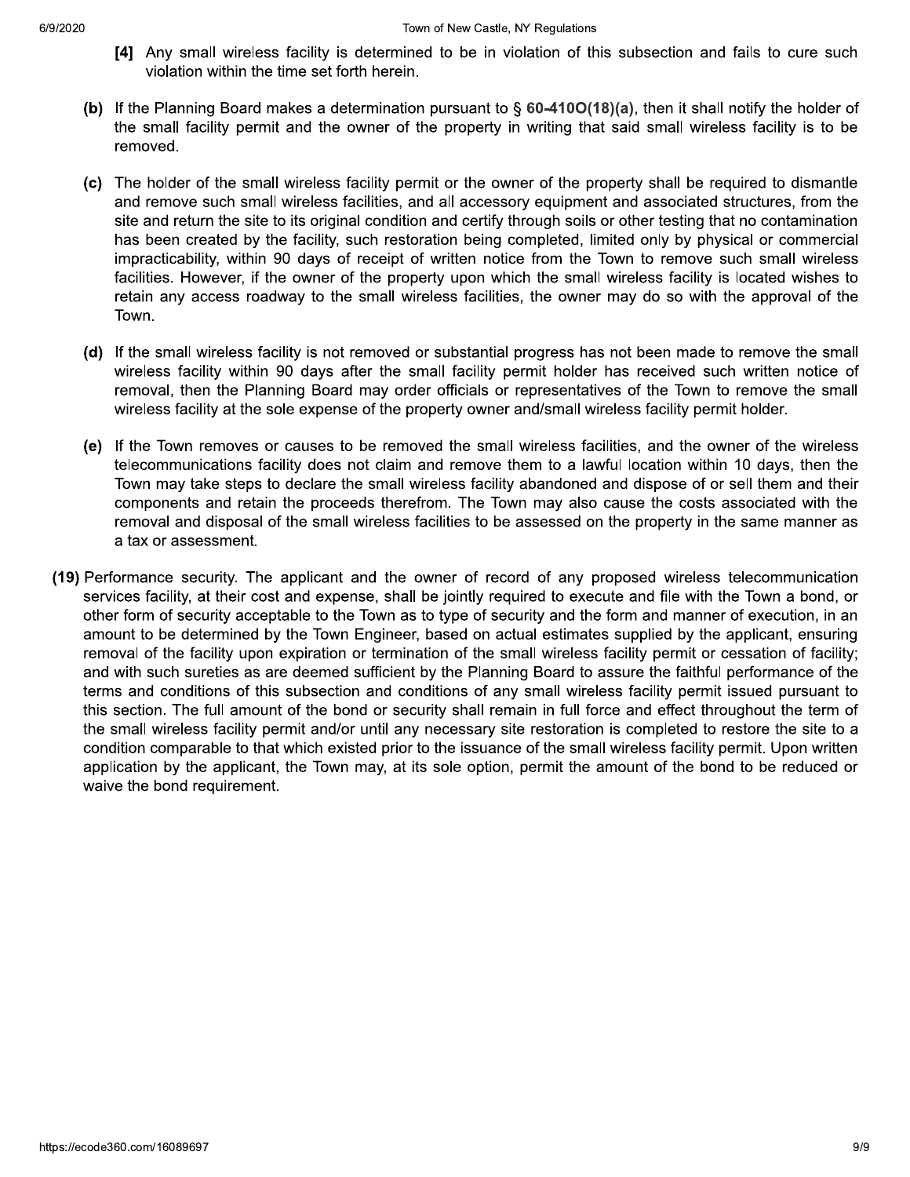**[4]** Any small wireless facility is determined to be in violation of this subsection and fails to cure such violation within the time set forth herein.

**(b)** If the Planning Board makes a determination pursuant to § **60-410O(18)(a)**, then it shall notify the holder of the small facility permit and the owner of the property in writing that said small wireless facility is to be removed.

**(c)** The holder of the small wireless facility permit or the owner of the property shall be required to dismantle and remove such small wireless facilities, and all accessory equipment and associated structures, from the site and return the site to its original condition and certify through soils or other testing that no contamination has been created by the facility, such restoration being completed, limited only by physical or commercial impracticability, within 90 days of receipt of written notice from the Town to remove such small wireless facilities. However, if the owner of the property upon which the small wireless facility is located wishes to retain any access roadway to the small wireless facilities, the owner may do so with the approval of the Town.

**(d)** If the small wireless facility is not removed or substantial progress has not been made to remove the small wireless facility within 90 days after the small facility permit holder has received such written notice of removal, then the Planning Board may order officials or representatives of the Town to remove the small wireless facility at the sole expense of the property owner and/small wireless facility permit holder.

**(e)** If the Town removes or causes to be removed the small wireless facilities, and the owner of the wireless telecommunications facility does not claim and remove them to a lawful location within 10 days, then the Town may take steps to declare the small wireless facility abandoned and dispose of or sell them and their components and retain the proceeds therefrom. The Town may also cause the costs associated with the removal and disposal of the small wireless facilities to be assessed on the property in the same manner as a tax or assessment.

**(19)** Performance security. The applicant and the owner of record of any proposed wireless telecommunication services facility, at their cost and expense, shall be jointly required to execute and file with the Town a bond, or other form of security acceptable to the Town as to type of security and the form and manner of execution, in an amount to be determined by the Town Engineer, based on actual estimates supplied by the applicant, ensuring removal of the facility upon expiration or termination of the small wireless facility permit or cessation of facility; and with such sureties as are deemed sufficient by the Planning Board to assure the faithful performance of the terms and conditions of this subsection and conditions of any small wireless facility permit issued pursuant to this section. The full amount of the bond or security shall remain in full force and effect throughout the term of the small wireless facility permit and/or until any necessary site restoration is completed to restore the site to a condition comparable to that which existed prior to the issuance of the small wireless facility permit. Upon written application by the applicant, the Town may, at its sole option, permit the amount of the bond to be reduced or waive the bond requirement.